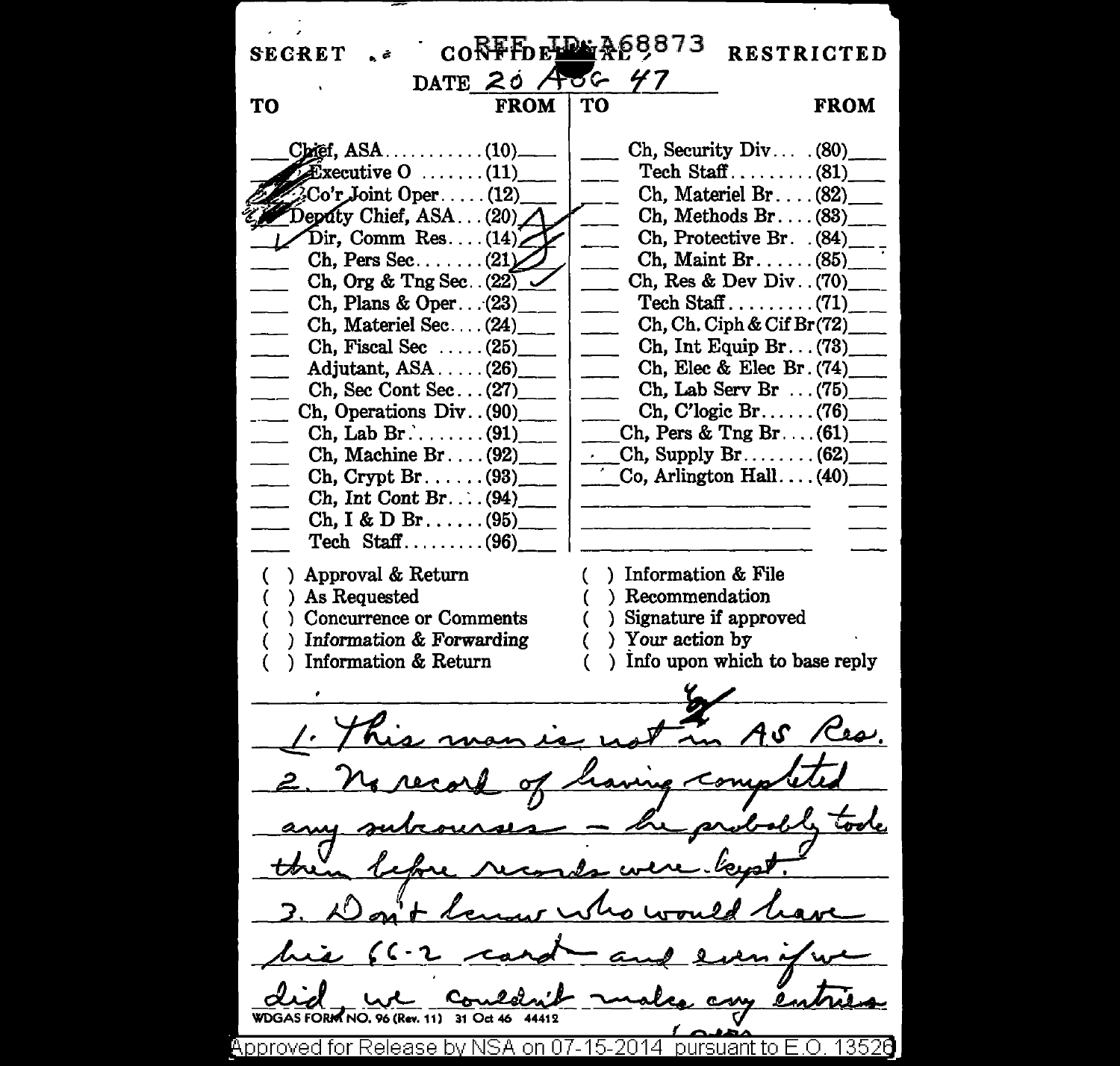SECRET CONFIDENTIAL REF ID:A68873 RESTRICTED

DATE 20 Aug 47

| TO | | FROM | TO | | FROM |
|---|---|---|---|---|---|
| | Chief, ASA..........(10) | | | Ch, Security Div.....(80) | |
| | Executive O ........(11) | | | Tech Staff.........(81) | |
| | Co'r Joint Oper.....(12) | | | Ch, Materiel Br....(82) | |
| | Deputy Chief, ASA...(20) | | | Ch, Methods Br....(83) | |
| ✓ | Dir, Comm Res....(14) | | | Ch, Protective Br. .(84) | |
| | Ch, Pers Sec.......(21) | | | Ch, Maint Br......(85) | |
| | Ch, Org & Tng Sec..(22) | ✓ | | Ch, Res & Dev Div..(70) | |
| | Ch, Plans & Oper...(23) | | | Tech Staff.........(71) | |
| | Ch, Materiel Sec....(24) | | | Ch, Ch. Ciph & Cif Br(72) | |
| | Ch, Fiscal Sec .....(25) | | | Ch, Int Equip Br...(73) | |
| | Adjutant, ASA.....(26) | | | Ch, Elec & Elec Br.(74) | |
| | Ch, Sec Cont Sec...(27) | | | Ch, Lab Serv Br ...(75) | |
| | Ch, Operations Div..(90) | | | Ch, C'logic Br......(76) | |
| | Ch, Lab Br.........(91) | | | Ch, Pers & Tng Br....(61) | |
| | Ch, Machine Br....(92) | | | Ch, Supply Br........(62) | |
| | Ch, Crypt Br......(93) | | | Co, Arlington Hall....(40) | |
| | Ch, Int Cont Br....(94) | | | | |
| | Ch, I & D Br......(95) | | | | |
| | Tech Staff.........(96) | | | | |

( ) Approval & Return
( ) As Requested
( ) Concurrence or Comments
( ) Information & Forwarding
( ) Information & Return
( ) Information & File
( ) Recommendation
( ) Signature if approved
( ) Your action by
( ) Info upon which to base reply

1. This man is not in AS Res.
2. No record of having completed any subcourses – he probably took them before records were kept.
3. Don't know who would have his 66-2 card and even if we did we couldn't make any entries

WDGAS FORM NO. 96 (Rev. 11) 31 Oct 46 44412

Approved for Release by NSA on 07-15-2014 pursuant to E.O. 13526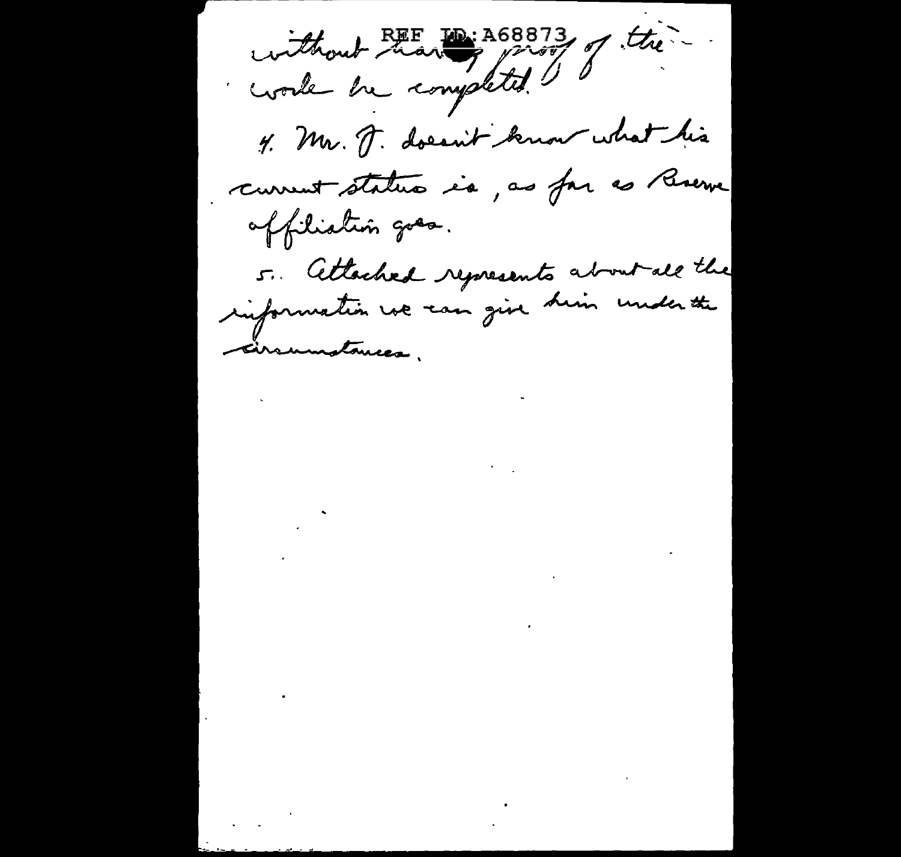without having proof of the work be completed.

4. Mr. F. doesn't know what his current status is, as far as Reserve affiliation goes.

5. Attached represents about all the information we can give him under the circumstances.